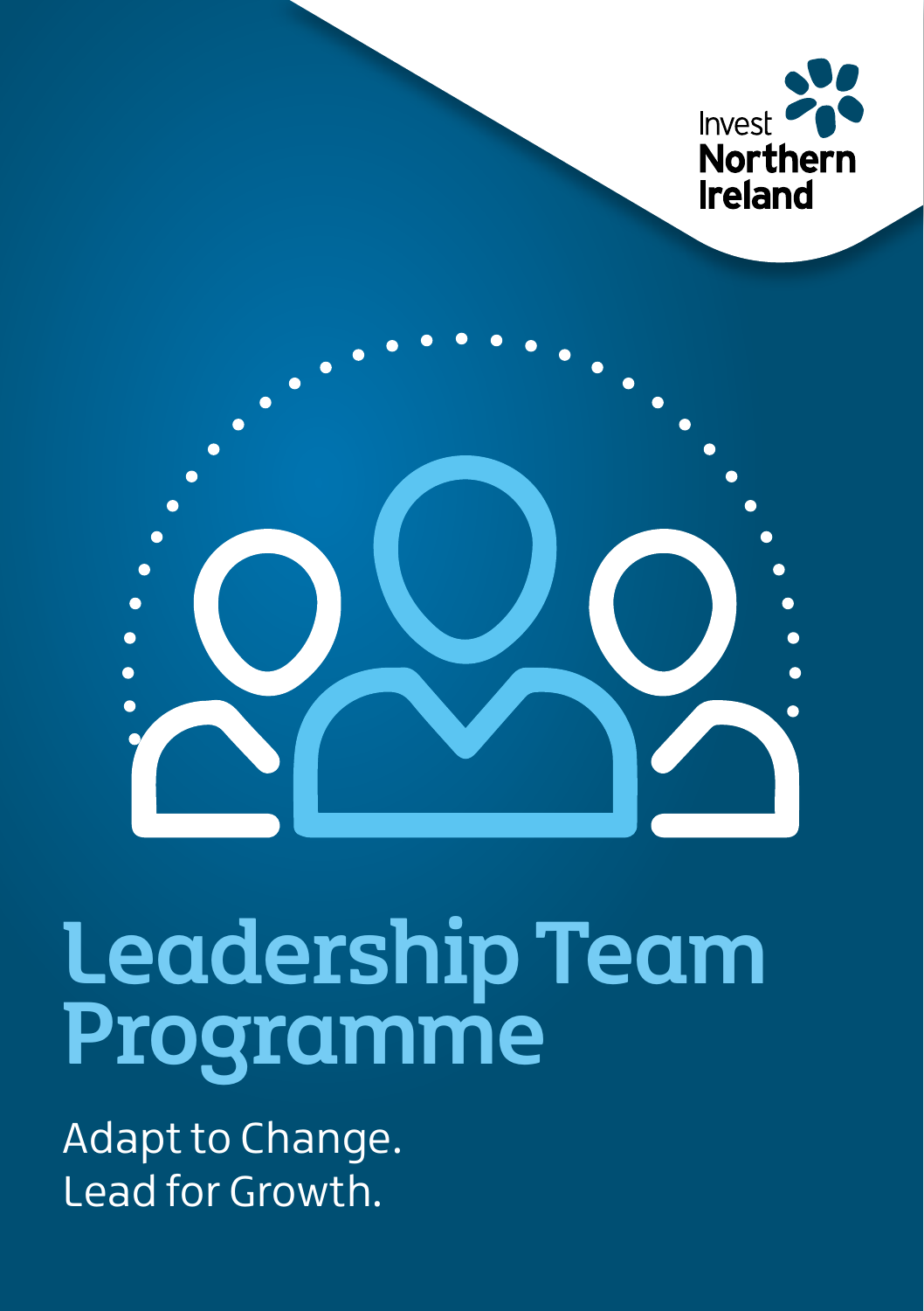Invest Northern Ireland

# Leadership Team Programme

Adapt to Change.
Lead for Growth.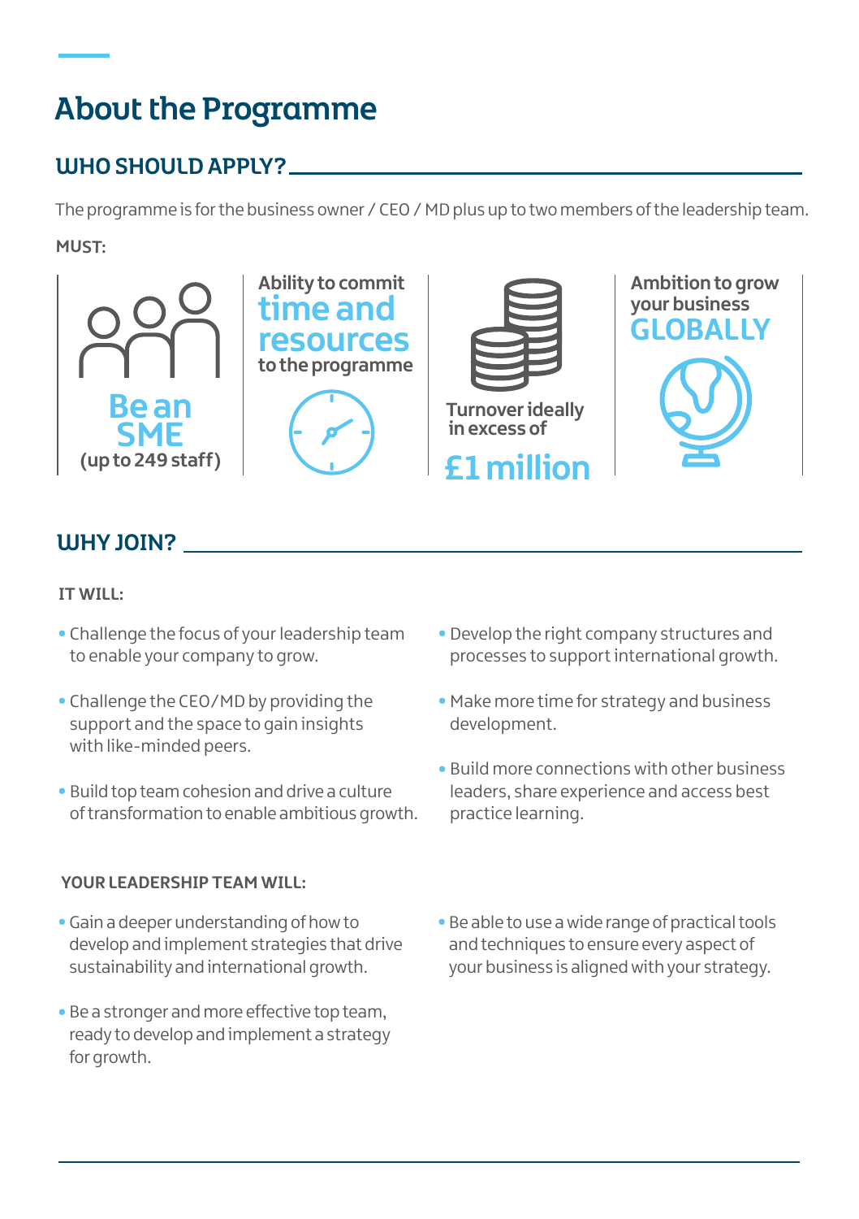# About the Programme

## WHO SHOULD APPLY?

The programme is for the business owner / CEO / MD plus up to two members of the leadership team.

**MUST:**

- **Be an SME** (up to 249 staff)
- Ability to commit **time and resources** to the programme
- Turnover ideally in excess of **£1 million**
- Ambition to grow your business **GLOBALLY**

## WHY JOIN?

**IT WILL:**

- Challenge the focus of your leadership team to enable your company to grow.
- Challenge the CEO/MD by providing the support and the space to gain insights with like-minded peers.
- Build top team cohesion and drive a culture of transformation to enable ambitious growth.
- Develop the right company structures and processes to support international growth.
- Make more time for strategy and business development.
- Build more connections with other business leaders, share experience and access best practice learning.

**YOUR LEADERSHIP TEAM WILL:**

- Gain a deeper understanding of how to develop and implement strategies that drive sustainability and international growth.
- Be a stronger and more effective top team, ready to develop and implement a strategy for growth.
- Be able to use a wide range of practical tools and techniques to ensure every aspect of your business is aligned with your strategy.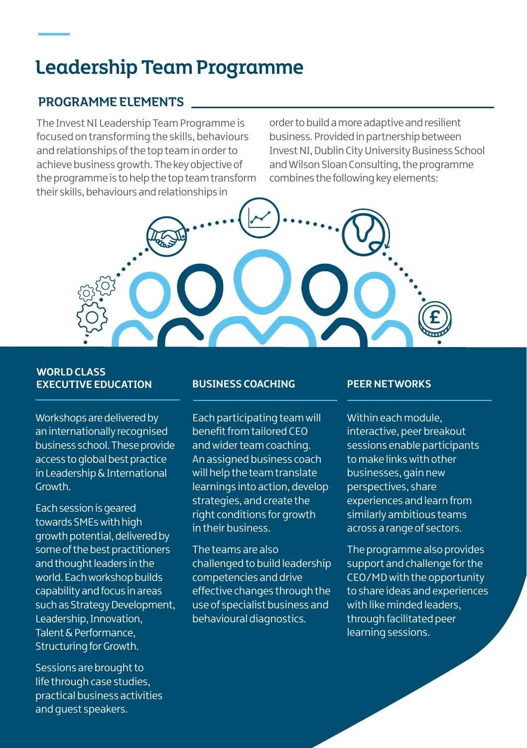# Leadership Team Programme

## PROGRAMME ELEMENTS

The Invest NI Leadership Team Programme is focused on transforming the skills, behaviours and relationships of the top team in order to achieve business growth. The key objective of the programme is to help the top team transform their skills, behaviours and relationships in order to build a more adaptive and resilient business. Provided in partnership between Invest NI, Dublin City University Business School and Wilson Sloan Consulting, the programme combines the following key elements:

### WORLD CLASS EXECUTIVE EDUCATION

Workshops are delivered by an internationally recognised business school. These provide access to global best practice in Leadership & International Growth.

Each session is geared towards SMEs with high growth potential, delivered by some of the best practitioners and thought leaders in the world. Each workshop builds capability and focus in areas such as Strategy Development, Leadership, Innovation, Talent & Performance, Structuring for Growth.

Sessions are brought to life through case studies, practical business activities and guest speakers.

### BUSINESS COACHING

Each participating team will benefit from tailored CEO and wider team coaching. An assigned business coach will help the team translate learnings into action, develop strategies, and create the right conditions for growth in their business.

The teams are also challenged to build leadership competencies and drive effective changes through the use of specialist business and behavioural diagnostics.

### PEER NETWORKS

Within each module, interactive, peer breakout sessions enable participants to make links with other businesses, gain new perspectives, share experiences and learn from similarly ambitious teams across a range of sectors.

The programme also provides support and challenge for the CEO/MD with the opportunity to share ideas and experiences with like minded leaders, through facilitated peer learning sessions.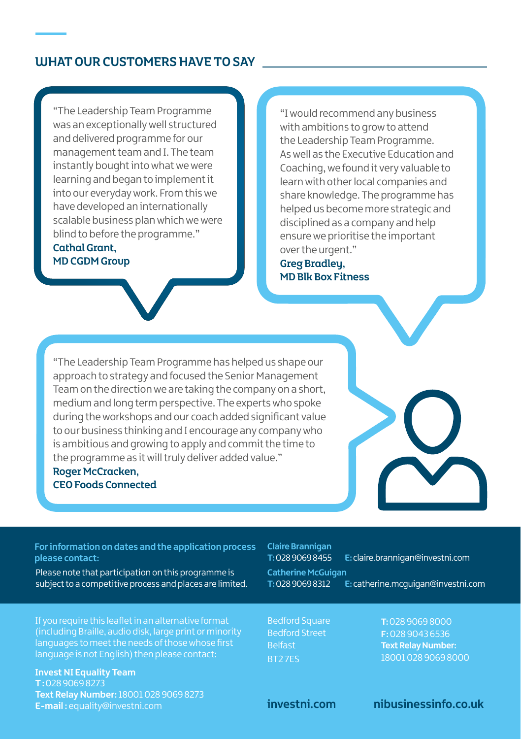## WHAT OUR CUSTOMERS HAVE TO SAY

"The Leadership Team Programme was an exceptionally well structured and delivered programme for our management team and I. The team instantly bought into what we were learning and began to implement it into our everyday work. From this we have developed an internationally scalable business plan which we were blind to before the programme."
**Cathal Grant,**
**MD CGDM Group**

"I would recommend any business with ambitions to grow to attend the Leadership Team Programme. As well as the Executive Education and Coaching, we found it very valuable to learn with other local companies and share knowledge. The programme has helped us become more strategic and disciplined as a company and help ensure we prioritise the important over the urgent."
**Greg Bradley,**
**MD Blk Box Fitness**

"The Leadership Team Programme has helped us shape our approach to strategy and focused the Senior Management Team on the direction we are taking the company on a short, medium and long term perspective. The experts who spoke during the workshops and our coach added significant value to our business thinking and I encourage any company who is ambitious and growing to apply and commit the time to the programme as it will truly deliver added value."
**Roger McCracken,**
**CEO Foods Connected**

**For information on dates and the application process please contact:**

Please note that participation on this programme is subject to a competitive process and places are limited.

**Claire Brannigan**
**T:** 028 9069 8455 **E:** claire.brannigan@investni.com

**Catherine McGuigan**
**T:** 028 9069 8312 **E:** catherine.mcguigan@investni.com

If you require this leaflet in an alternative format (including Braille, audio disk, large print or minority languages to meet the needs of those whose first language is not English) then please contact:

**Invest NI Equality Team**
**T :** 028 9069 8273
**Text Relay Number:** 18001 028 9069 8273
**E-mail :** equality@investni.com

Bedford Square
Bedford Street
Belfast
BT2 7ES

**T:** 028 9069 8000
**F:** 028 9043 6536
**Text Relay Number:**
18001 028 9069 8000

**investni.com** **nibusinessinfo.co.uk**